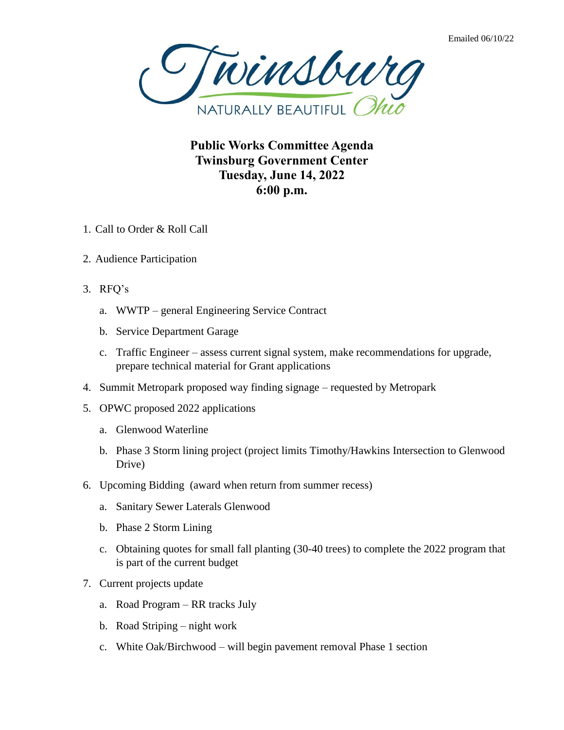Emailed 06/10/22

Twinsburg
NATURALLY BEAUTIFUL Ohio

# Public Works Committee Agenda
# Twinsburg Government Center
# Tuesday, June 14, 2022
# 6:00 p.m.

1. Call to Order & Roll Call

2. Audience Participation

3. RFQ's

   a. WWTP – general Engineering Service Contract

   b. Service Department Garage

   c. Traffic Engineer – assess current signal system, make recommendations for upgrade, prepare technical material for Grant applications

4. Summit Metropark proposed way finding signage – requested by Metropark

5. OPWC proposed 2022 applications

   a. Glenwood Waterline

   b. Phase 3 Storm lining project (project limits Timothy/Hawkins Intersection to Glenwood Drive)

6. Upcoming Bidding (award when return from summer recess)

   a. Sanitary Sewer Laterals Glenwood

   b. Phase 2 Storm Lining

   c. Obtaining quotes for small fall planting (30-40 trees) to complete the 2022 program that is part of the current budget

7. Current projects update

   a. Road Program – RR tracks July

   b. Road Striping – night work

   c. White Oak/Birchwood – will begin pavement removal Phase 1 section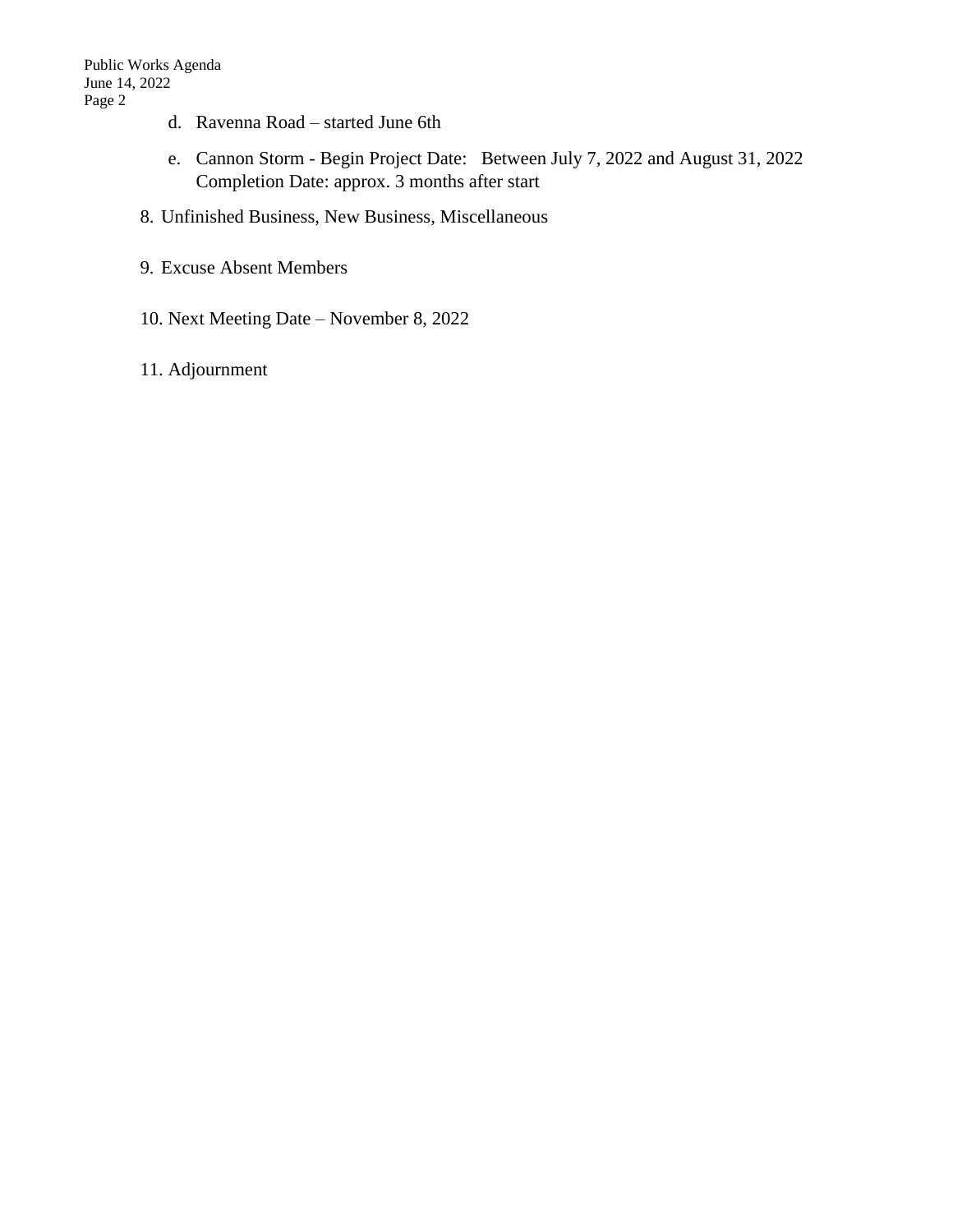d. Ravenna Road – started June 6th

e. Cannon Storm - Begin Project Date: Between July 7, 2022 and August 31, 2022
   Completion Date: approx. 3 months after start

8. Unfinished Business, New Business, Miscellaneous

9. Excuse Absent Members

10. Next Meeting Date – November 8, 2022

11. Adjournment